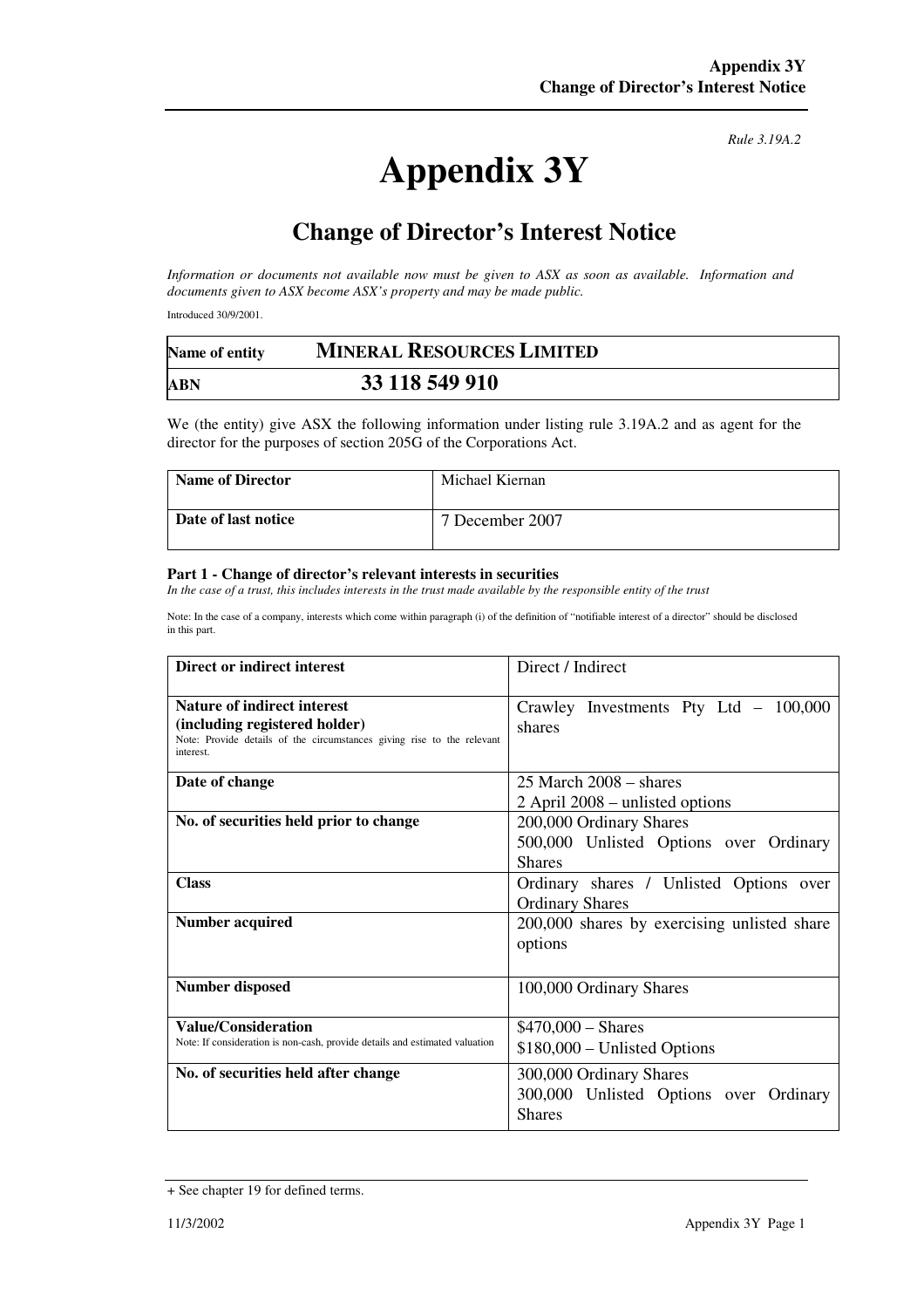*Rule 3.19A.2*

# Appendix 3Y

## Change of Director's Interest Notice

*Information or documents not available now must be given to ASX as soon as available. Information and documents given to ASX become ASX's property and may be made public.*

Introduced 30/9/2001.

| Name of entity | MINERAL RESOURCES LIMITED |
|---|---|
| ABN | 33 118 549 910 |

We (the entity) give ASX the following information under listing rule 3.19A.2 and as agent for the director for the purposes of section 205G of the Corporations Act.

| Name of Director | Michael Kiernan |
|---|---|
| Date of last notice | 7 December 2007 |

### Part 1 - Change of director's relevant interests in securities

*In the case of a trust, this includes interests in the trust made available by the responsible entity of the trust*

Note: In the case of a company, interests which come within paragraph (i) of the definition of "notifiable interest of a director" should be disclosed in this part.

| Direct or indirect interest | Direct / Indirect |
|---|---|
| **Nature of indirect interest (including registered holder)**<br>Note: Provide details of the circumstances giving rise to the relevant interest. | Crawley Investments Pty Ltd – 100,000 shares |
| **Date of change** | 25 March 2008 – shares<br>2 April 2008 – unlisted options |
| **No. of securities held prior to change** | 200,000 Ordinary Shares<br>500,000 Unlisted Options over Ordinary Shares |
| **Class** | Ordinary shares / Unlisted Options over Ordinary Shares |
| **Number acquired** | 200,000 shares by exercising unlisted share options |
| **Number disposed** | 100,000 Ordinary Shares |
| **Value/Consideration**<br>Note: If consideration is non-cash, provide details and estimated valuation | $470,000 – Shares<br>$180,000 – Unlisted Options |
| **No. of securities held after change** | 300,000 Ordinary Shares<br>300,000 Unlisted Options over Ordinary Shares |

+ See chapter 19 for defined terms.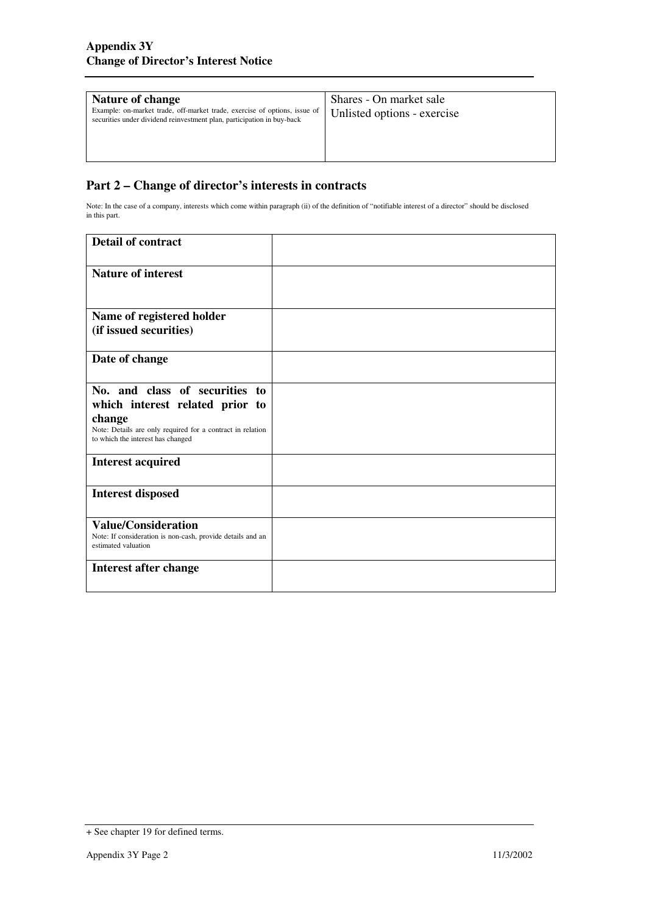| | |
|---|---|
| **Nature of change**<br>Example: on-market trade, off-market trade, exercise of options, issue of securities under dividend reinvestment plan, participation in buy-back | Shares - On market sale<br>Unlisted options - exercise |

## Part 2 – Change of director's interests in contracts

Note: In the case of a company, interests which come within paragraph (ii) of the definition of "notifiable interest of a director" should be disclosed in this part.

| | |
|---|---|
| **Detail of contract** | |
| **Nature of interest** | |
| **Name of registered holder (if issued securities)** | |
| **Date of change** | |
| **No. and class of securities to which interest related prior to change**<br>Note: Details are only required for a contract in relation to which the interest has changed | |
| **Interest acquired** | |
| **Interest disposed** | |
| **Value/Consideration**<br>Note: If consideration is non-cash, provide details and an estimated valuation | |
| **Interest after change** | |

+ See chapter 19 for defined terms.